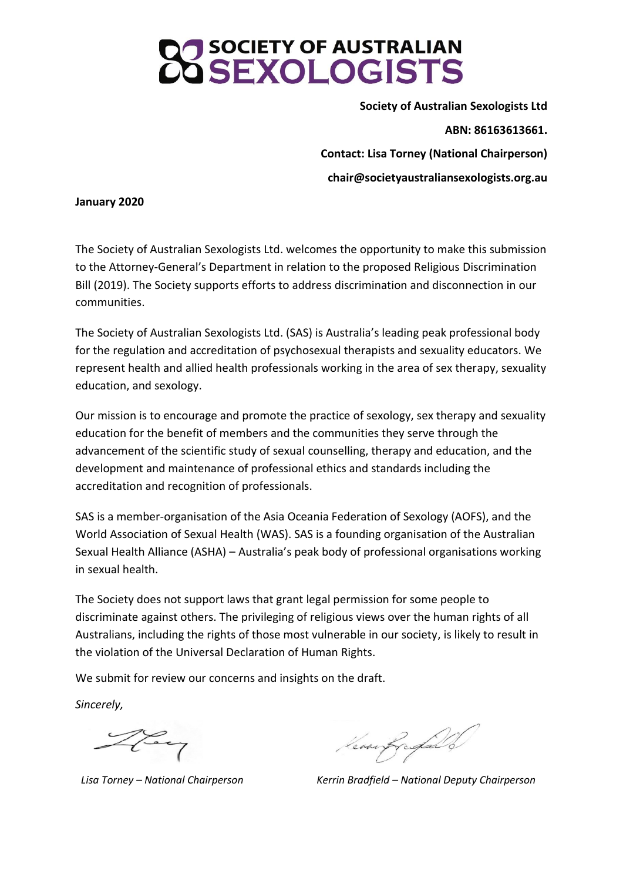# SOCIETY OF AUSTRALIAN SEXOLOGISTS

**Society of Australian Sexologists Ltd**

**ABN: 86163613661.**

**Contact: Lisa Torney (National Chairperson)**

**chair@societyaustraliansexologists.org.au**

**January 2020**

The Society of Australian Sexologists Ltd. welcomes the opportunity to make this submission to the Attorney-General's Department in relation to the proposed Religious Discrimination Bill (2019). The Society supports efforts to address discrimination and disconnection in our communities.

The Society of Australian Sexologists Ltd. (SAS) is Australia's leading peak professional body for the regulation and accreditation of psychosexual therapists and sexuality educators. We represent health and allied health professionals working in the area of sex therapy, sexuality education, and sexology.

Our mission is to encourage and promote the practice of sexology, sex therapy and sexuality education for the benefit of members and the communities they serve through the advancement of the scientific study of sexual counselling, therapy and education, and the development and maintenance of professional ethics and standards including the accreditation and recognition of professionals.

SAS is a member-organisation of the Asia Oceania Federation of Sexology (AOFS), and the World Association of Sexual Health (WAS). SAS is a founding organisation of the Australian Sexual Health Alliance (ASHA) – Australia's peak body of professional organisations working in sexual health.

The Society does not support laws that grant legal permission for some people to discriminate against others. The privileging of religious views over the human rights of all Australians, including the rights of those most vulnerable in our society, is likely to result in the violation of the Universal Declaration of Human Rights.

We submit for review our concerns and insights on the draft.

*Sincerely,*

*Lisa Torney – National Chairperson*

*Kerrin Bradfield – National Deputy Chairperson*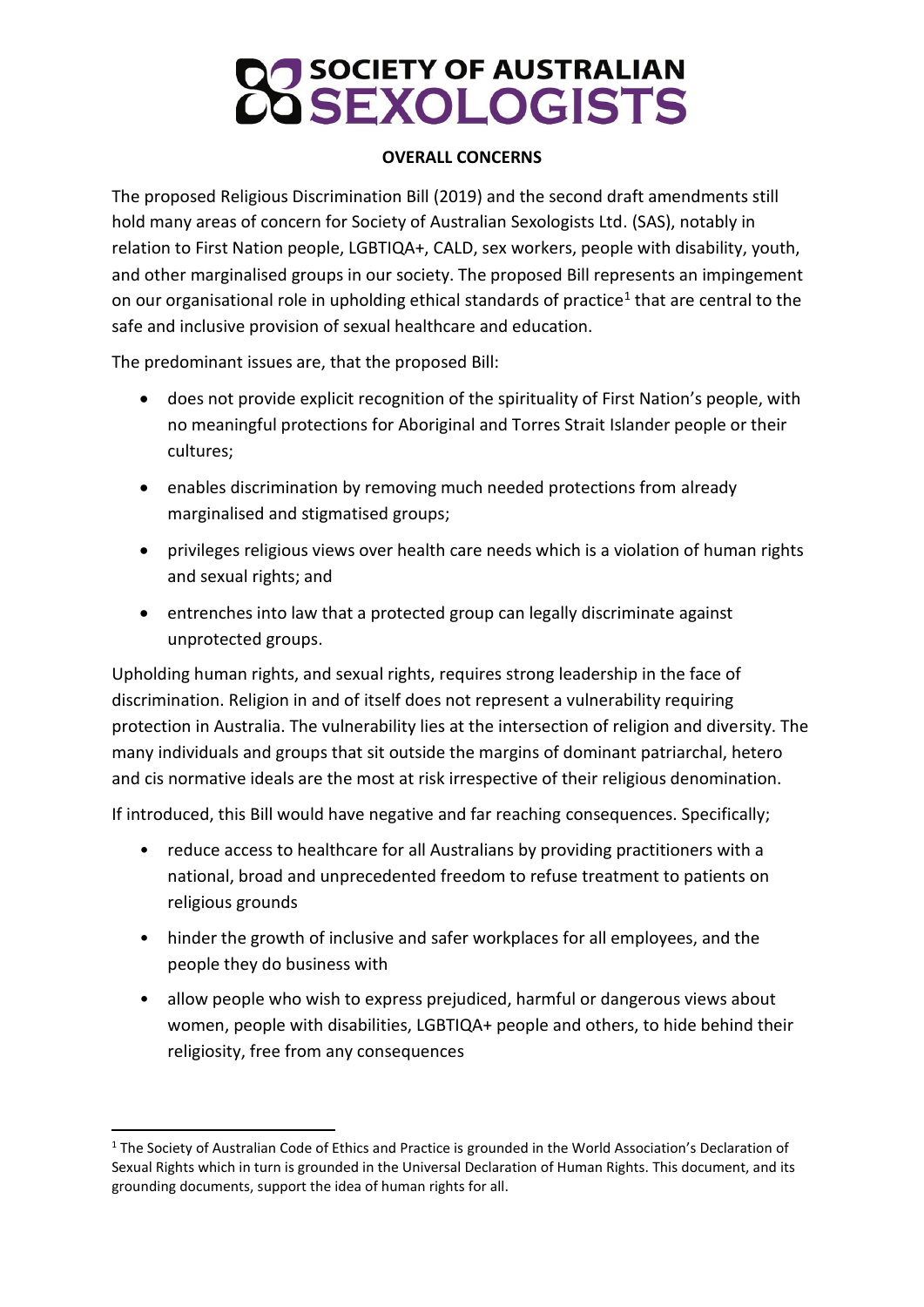**SOCIETY OF AUSTRALIAN SEXOLOGISTS**

## OVERALL CONCERNS

The proposed Religious Discrimination Bill (2019) and the second draft amendments still hold many areas of concern for Society of Australian Sexologists Ltd. (SAS), notably in relation to First Nation people, LGBTIQA+, CALD, sex workers, people with disability, youth, and other marginalised groups in our society. The proposed Bill represents an impingement on our organisational role in upholding ethical standards of practice[1] that are central to the safe and inclusive provision of sexual healthcare and education.

The predominant issues are, that the proposed Bill:

- does not provide explicit recognition of the spirituality of First Nation's people, with no meaningful protections for Aboriginal and Torres Strait Islander people or their cultures;
- enables discrimination by removing much needed protections from already marginalised and stigmatised groups;
- privileges religious views over health care needs which is a violation of human rights and sexual rights; and
- entrenches into law that a protected group can legally discriminate against unprotected groups.

Upholding human rights, and sexual rights, requires strong leadership in the face of discrimination. Religion in and of itself does not represent a vulnerability requiring protection in Australia. The vulnerability lies at the intersection of religion and diversity. The many individuals and groups that sit outside the margins of dominant patriarchal, hetero and cis normative ideals are the most at risk irrespective of their religious denomination.

If introduced, this Bill would have negative and far reaching consequences. Specifically;

- reduce access to healthcare for all Australians by providing practitioners with a national, broad and unprecedented freedom to refuse treatment to patients on religious grounds
- hinder the growth of inclusive and safer workplaces for all employees, and the people they do business with
- allow people who wish to express prejudiced, harmful or dangerous views about women, people with disabilities, LGBTIQA+ people and others, to hide behind their religiosity, free from any consequences

[1] The Society of Australian Code of Ethics and Practice is grounded in the World Association's Declaration of Sexual Rights which in turn is grounded in the Universal Declaration of Human Rights. This document, and its grounding documents, support the idea of human rights for all.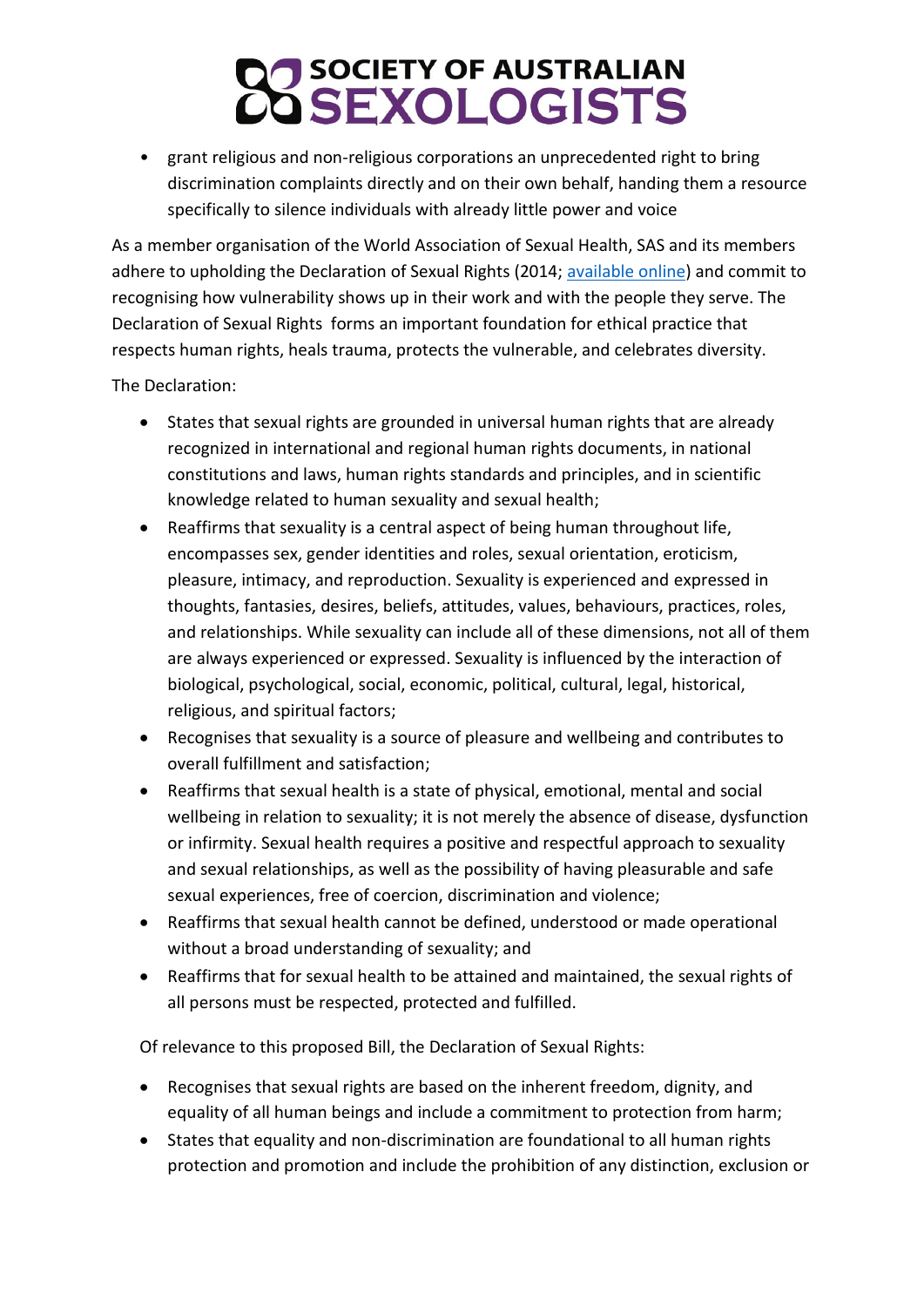- grant religious and non-religious corporations an unprecedented right to bring discrimination complaints directly and on their own behalf, handing them a resource specifically to silence individuals with already little power and voice

As a member organisation of the World Association of Sexual Health, SAS and its members adhere to upholding the Declaration of Sexual Rights (2014; available online) and commit to recognising how vulnerability shows up in their work and with the people they serve. The Declaration of Sexual Rights forms an important foundation for ethical practice that respects human rights, heals trauma, protects the vulnerable, and celebrates diversity.

The Declaration:

- States that sexual rights are grounded in universal human rights that are already recognized in international and regional human rights documents, in national constitutions and laws, human rights standards and principles, and in scientific knowledge related to human sexuality and sexual health;
- Reaffirms that sexuality is a central aspect of being human throughout life, encompasses sex, gender identities and roles, sexual orientation, eroticism, pleasure, intimacy, and reproduction. Sexuality is experienced and expressed in thoughts, fantasies, desires, beliefs, attitudes, values, behaviours, practices, roles, and relationships. While sexuality can include all of these dimensions, not all of them are always experienced or expressed. Sexuality is influenced by the interaction of biological, psychological, social, economic, political, cultural, legal, historical, religious, and spiritual factors;
- Recognises that sexuality is a source of pleasure and wellbeing and contributes to overall fulfillment and satisfaction;
- Reaffirms that sexual health is a state of physical, emotional, mental and social wellbeing in relation to sexuality; it is not merely the absence of disease, dysfunction or infirmity. Sexual health requires a positive and respectful approach to sexuality and sexual relationships, as well as the possibility of having pleasurable and safe sexual experiences, free of coercion, discrimination and violence;
- Reaffirms that sexual health cannot be defined, understood or made operational without a broad understanding of sexuality; and
- Reaffirms that for sexual health to be attained and maintained, the sexual rights of all persons must be respected, protected and fulfilled.

Of relevance to this proposed Bill, the Declaration of Sexual Rights:

- Recognises that sexual rights are based on the inherent freedom, dignity, and equality of all human beings and include a commitment to protection from harm;
- States that equality and non-discrimination are foundational to all human rights protection and promotion and include the prohibition of any distinction, exclusion or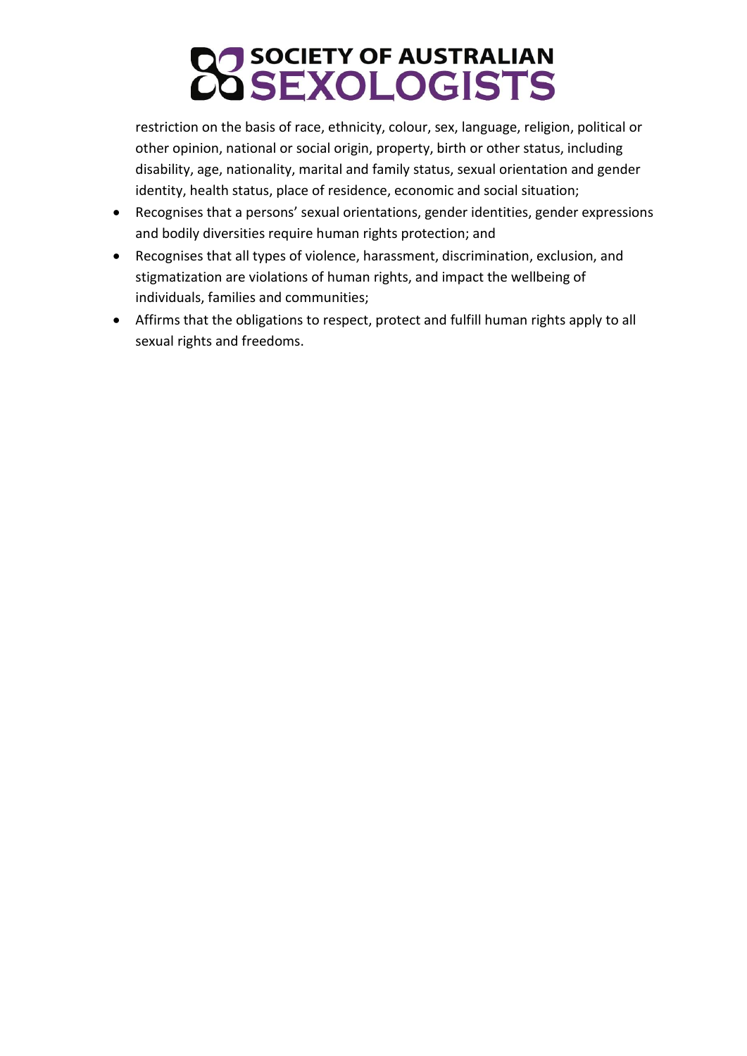restriction on the basis of race, ethnicity, colour, sex, language, religion, political or other opinion, national or social origin, property, birth or other status, including disability, age, nationality, marital and family status, sexual orientation and gender identity, health status, place of residence, economic and social situation;

- Recognises that a persons' sexual orientations, gender identities, gender expressions and bodily diversities require human rights protection; and
- Recognises that all types of violence, harassment, discrimination, exclusion, and stigmatization are violations of human rights, and impact the wellbeing of individuals, families and communities;
- Affirms that the obligations to respect, protect and fulfill human rights apply to all sexual rights and freedoms.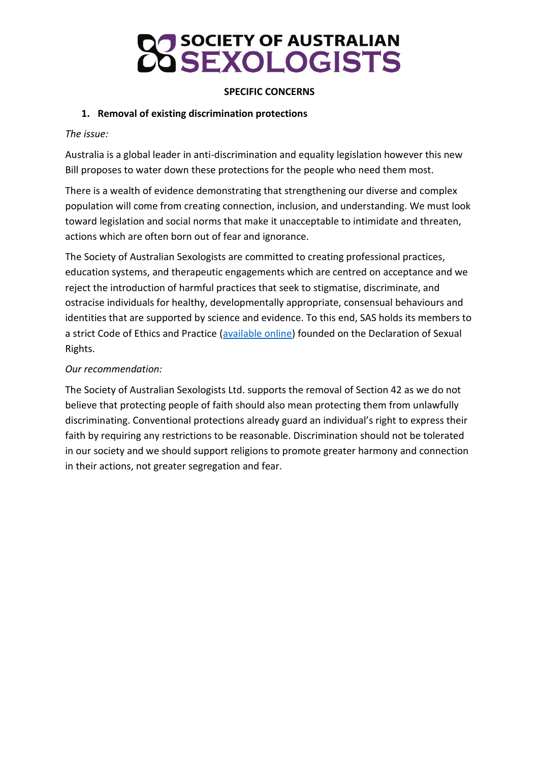## SPECIFIC CONCERNS

### 1. Removal of existing discrimination protections

*The issue:*

Australia is a global leader in anti-discrimination and equality legislation however this new Bill proposes to water down these protections for the people who need them most.

There is a wealth of evidence demonstrating that strengthening our diverse and complex population will come from creating connection, inclusion, and understanding. We must look toward legislation and social norms that make it unacceptable to intimidate and threaten, actions which are often born out of fear and ignorance.

The Society of Australian Sexologists are committed to creating professional practices, education systems, and therapeutic engagements which are centred on acceptance and we reject the introduction of harmful practices that seek to stigmatise, discriminate, and ostracise individuals for healthy, developmentally appropriate, consensual behaviours and identities that are supported by science and evidence. To this end, SAS holds its members to a strict Code of Ethics and Practice (available online) founded on the Declaration of Sexual Rights.

*Our recommendation:*

The Society of Australian Sexologists Ltd. supports the removal of Section 42 as we do not believe that protecting people of faith should also mean protecting them from unlawfully discriminating. Conventional protections already guard an individual's right to express their faith by requiring any restrictions to be reasonable. Discrimination should not be tolerated in our society and we should support religions to promote greater harmony and connection in their actions, not greater segregation and fear.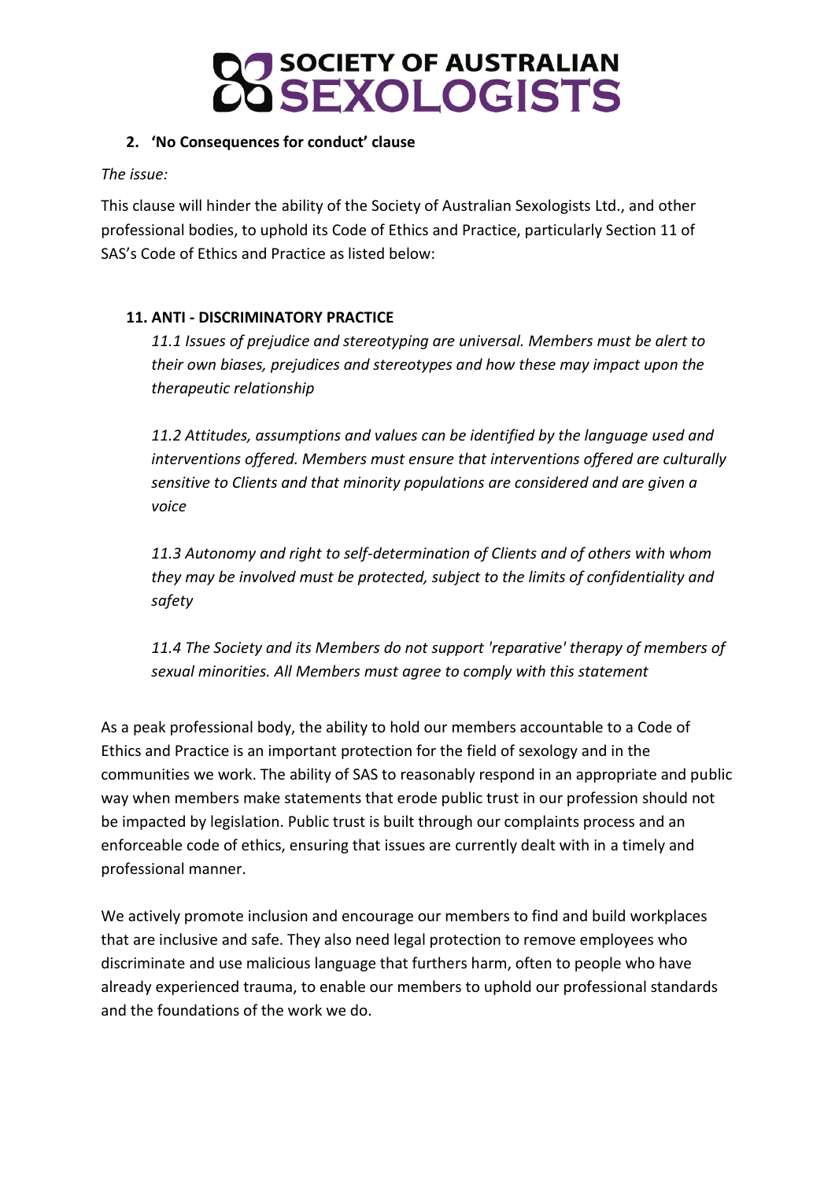## 2. 'No Consequences for conduct' clause

*The issue:*

This clause will hinder the ability of the Society of Australian Sexologists Ltd., and other professional bodies, to uphold its Code of Ethics and Practice, particularly Section 11 of SAS's Code of Ethics and Practice as listed below:

### 11. ANTI - DISCRIMINATORY PRACTICE

*11.1 Issues of prejudice and stereotyping are universal. Members must be alert to their own biases, prejudices and stereotypes and how these may impact upon the therapeutic relationship*

*11.2 Attitudes, assumptions and values can be identified by the language used and interventions offered. Members must ensure that interventions offered are culturally sensitive to Clients and that minority populations are considered and are given a voice*

*11.3 Autonomy and right to self-determination of Clients and of others with whom they may be involved must be protected, subject to the limits of confidentiality and safety*

*11.4 The Society and its Members do not support 'reparative' therapy of members of sexual minorities. All Members must agree to comply with this statement*

As a peak professional body, the ability to hold our members accountable to a Code of Ethics and Practice is an important protection for the field of sexology and in the communities we work. The ability of SAS to reasonably respond in an appropriate and public way when members make statements that erode public trust in our profession should not be impacted by legislation. Public trust is built through our complaints process and an enforceable code of ethics, ensuring that issues are currently dealt with in a timely and professional manner.

We actively promote inclusion and encourage our members to find and build workplaces that are inclusive and safe. They also need legal protection to remove employees who discriminate and use malicious language that furthers harm, often to people who have already experienced trauma, to enable our members to uphold our professional standards and the foundations of the work we do.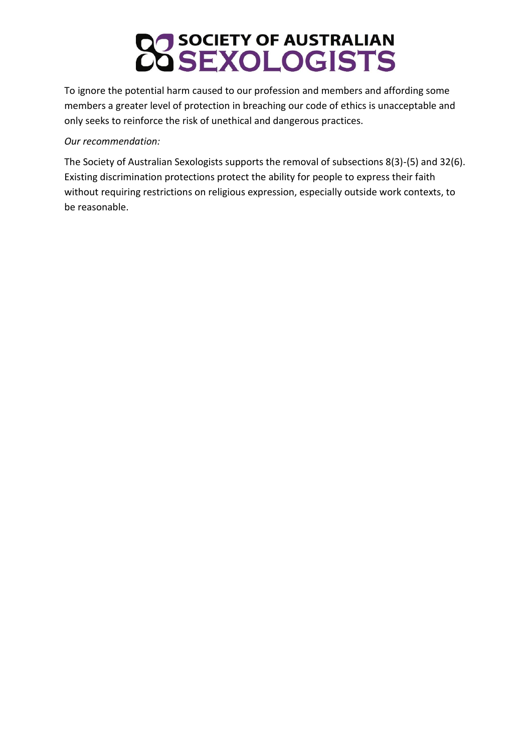To ignore the potential harm caused to our profession and members and affording some members a greater level of protection in breaching our code of ethics is unacceptable and only seeks to reinforce the risk of unethical and dangerous practices.

*Our recommendation:*

The Society of Australian Sexologists supports the removal of subsections 8(3)-(5) and 32(6). Existing discrimination protections protect the ability for people to express their faith without requiring restrictions on religious expression, especially outside work contexts, to be reasonable.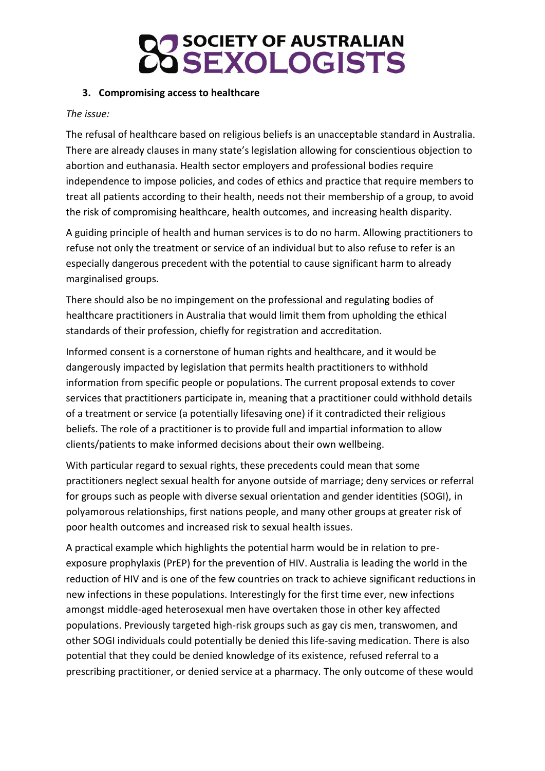### 3. Compromising access to healthcare

*The issue:*

The refusal of healthcare based on religious beliefs is an unacceptable standard in Australia. There are already clauses in many state's legislation allowing for conscientious objection to abortion and euthanasia. Health sector employers and professional bodies require independence to impose policies, and codes of ethics and practice that require members to treat all patients according to their health, needs not their membership of a group, to avoid the risk of compromising healthcare, health outcomes, and increasing health disparity.

A guiding principle of health and human services is to do no harm. Allowing practitioners to refuse not only the treatment or service of an individual but to also refuse to refer is an especially dangerous precedent with the potential to cause significant harm to already marginalised groups.

There should also be no impingement on the professional and regulating bodies of healthcare practitioners in Australia that would limit them from upholding the ethical standards of their profession, chiefly for registration and accreditation.

Informed consent is a cornerstone of human rights and healthcare, and it would be dangerously impacted by legislation that permits health practitioners to withhold information from specific people or populations. The current proposal extends to cover services that practitioners participate in, meaning that a practitioner could withhold details of a treatment or service (a potentially lifesaving one) if it contradicted their religious beliefs. The role of a practitioner is to provide full and impartial information to allow clients/patients to make informed decisions about their own wellbeing.

With particular regard to sexual rights, these precedents could mean that some practitioners neglect sexual health for anyone outside of marriage; deny services or referral for groups such as people with diverse sexual orientation and gender identities (SOGI), in polyamorous relationships, first nations people, and many other groups at greater risk of poor health outcomes and increased risk to sexual health issues.

A practical example which highlights the potential harm would be in relation to pre-exposure prophylaxis (PrEP) for the prevention of HIV. Australia is leading the world in the reduction of HIV and is one of the few countries on track to achieve significant reductions in new infections in these populations. Interestingly for the first time ever, new infections amongst middle-aged heterosexual men have overtaken those in other key affected populations. Previously targeted high-risk groups such as gay cis men, transwomen, and other SOGI individuals could potentially be denied this life-saving medication. There is also potential that they could be denied knowledge of its existence, refused referral to a prescribing practitioner, or denied service at a pharmacy. The only outcome of these would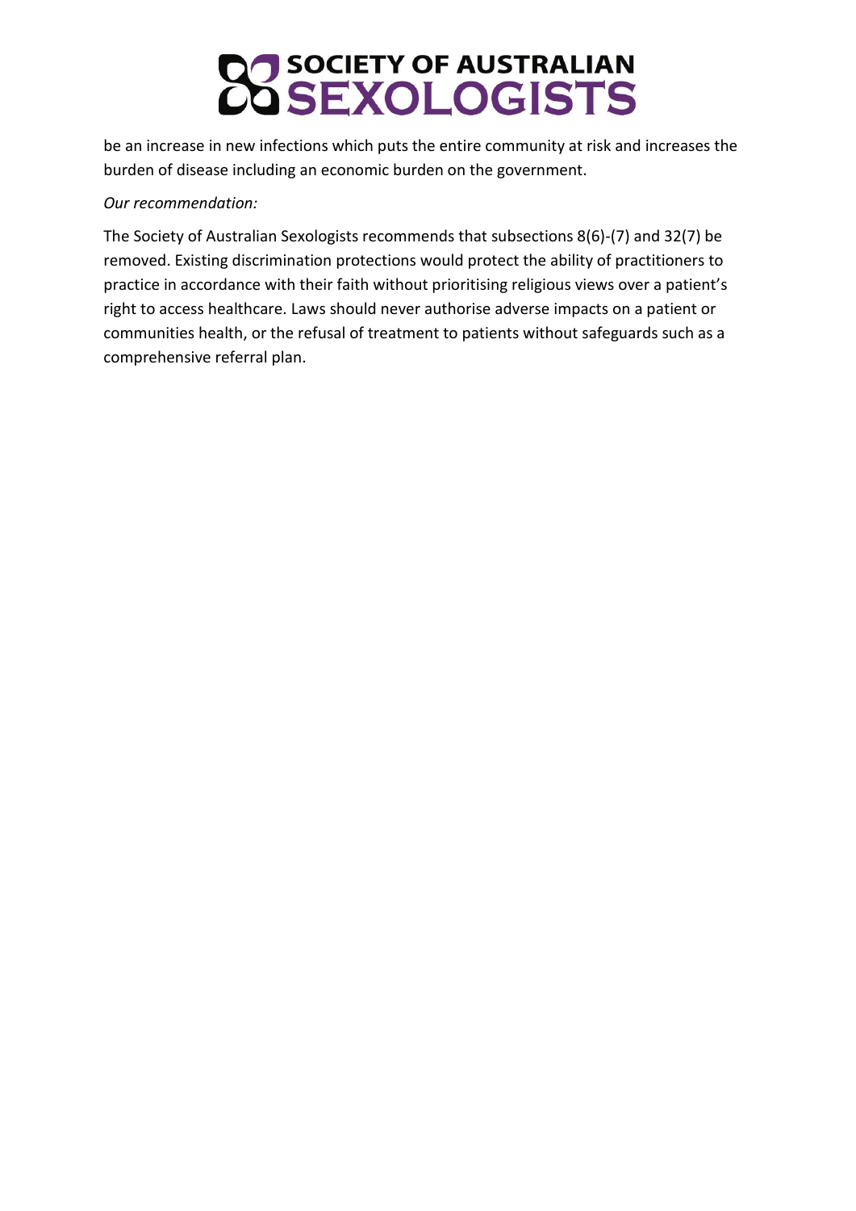be an increase in new infections which puts the entire community at risk and increases the burden of disease including an economic burden on the government.

*Our recommendation:*

The Society of Australian Sexologists recommends that subsections 8(6)-(7) and 32(7) be removed. Existing discrimination protections would protect the ability of practitioners to practice in accordance with their faith without prioritising religious views over a patient's right to access healthcare. Laws should never authorise adverse impacts on a patient or communities health, or the refusal of treatment to patients without safeguards such as a comprehensive referral plan.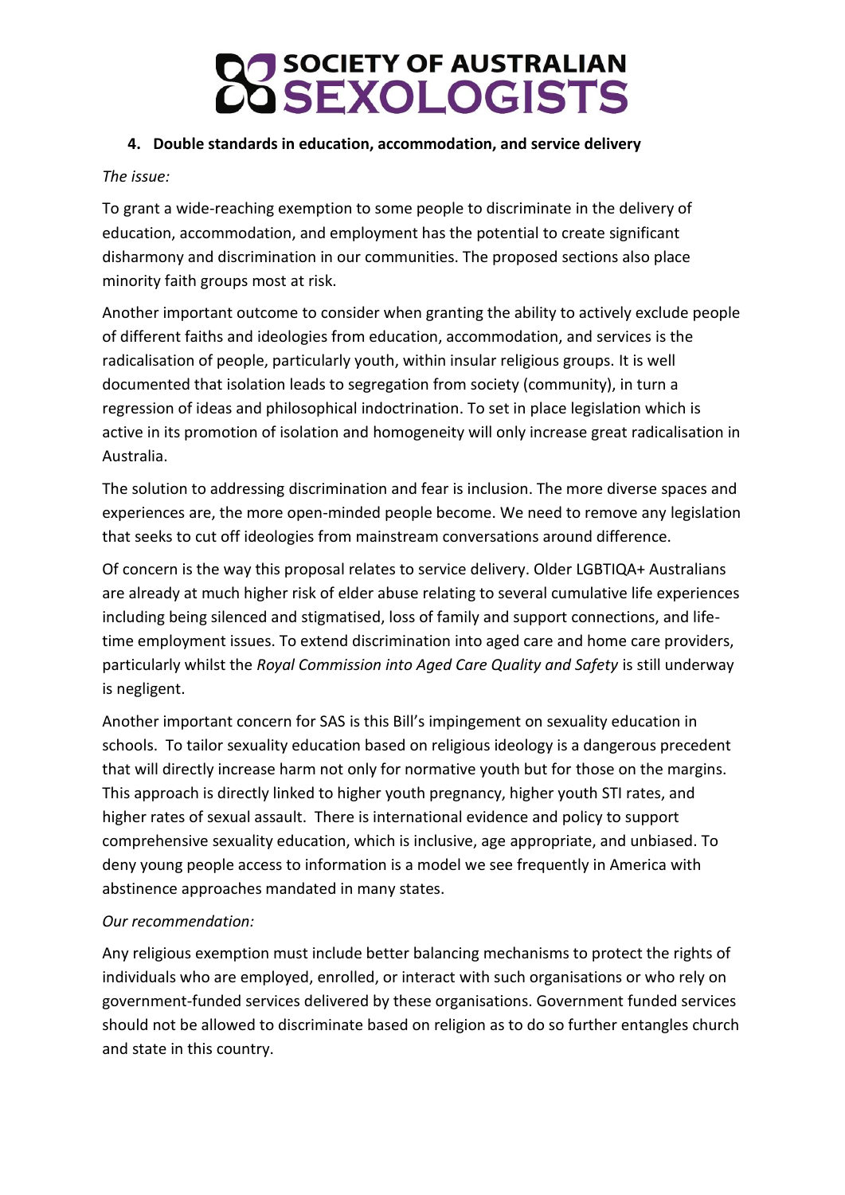#### 4. Double standards in education, accommodation, and service delivery

*The issue:*

To grant a wide-reaching exemption to some people to discriminate in the delivery of education, accommodation, and employment has the potential to create significant disharmony and discrimination in our communities. The proposed sections also place minority faith groups most at risk.

Another important outcome to consider when granting the ability to actively exclude people of different faiths and ideologies from education, accommodation, and services is the radicalisation of people, particularly youth, within insular religious groups. It is well documented that isolation leads to segregation from society (community), in turn a regression of ideas and philosophical indoctrination. To set in place legislation which is active in its promotion of isolation and homogeneity will only increase great radicalisation in Australia.

The solution to addressing discrimination and fear is inclusion. The more diverse spaces and experiences are, the more open-minded people become. We need to remove any legislation that seeks to cut off ideologies from mainstream conversations around difference.

Of concern is the way this proposal relates to service delivery. Older LGBTIQA+ Australians are already at much higher risk of elder abuse relating to several cumulative life experiences including being silenced and stigmatised, loss of family and support connections, and life-time employment issues. To extend discrimination into aged care and home care providers, particularly whilst the *Royal Commission into Aged Care Quality and Safety* is still underway is negligent.

Another important concern for SAS is this Bill's impingement on sexuality education in schools. To tailor sexuality education based on religious ideology is a dangerous precedent that will directly increase harm not only for normative youth but for those on the margins. This approach is directly linked to higher youth pregnancy, higher youth STI rates, and higher rates of sexual assault. There is international evidence and policy to support comprehensive sexuality education, which is inclusive, age appropriate, and unbiased. To deny young people access to information is a model we see frequently in America with abstinence approaches mandated in many states.

*Our recommendation:*

Any religious exemption must include better balancing mechanisms to protect the rights of individuals who are employed, enrolled, or interact with such organisations or who rely on government-funded services delivered by these organisations. Government funded services should not be allowed to discriminate based on religion as to do so further entangles church and state in this country.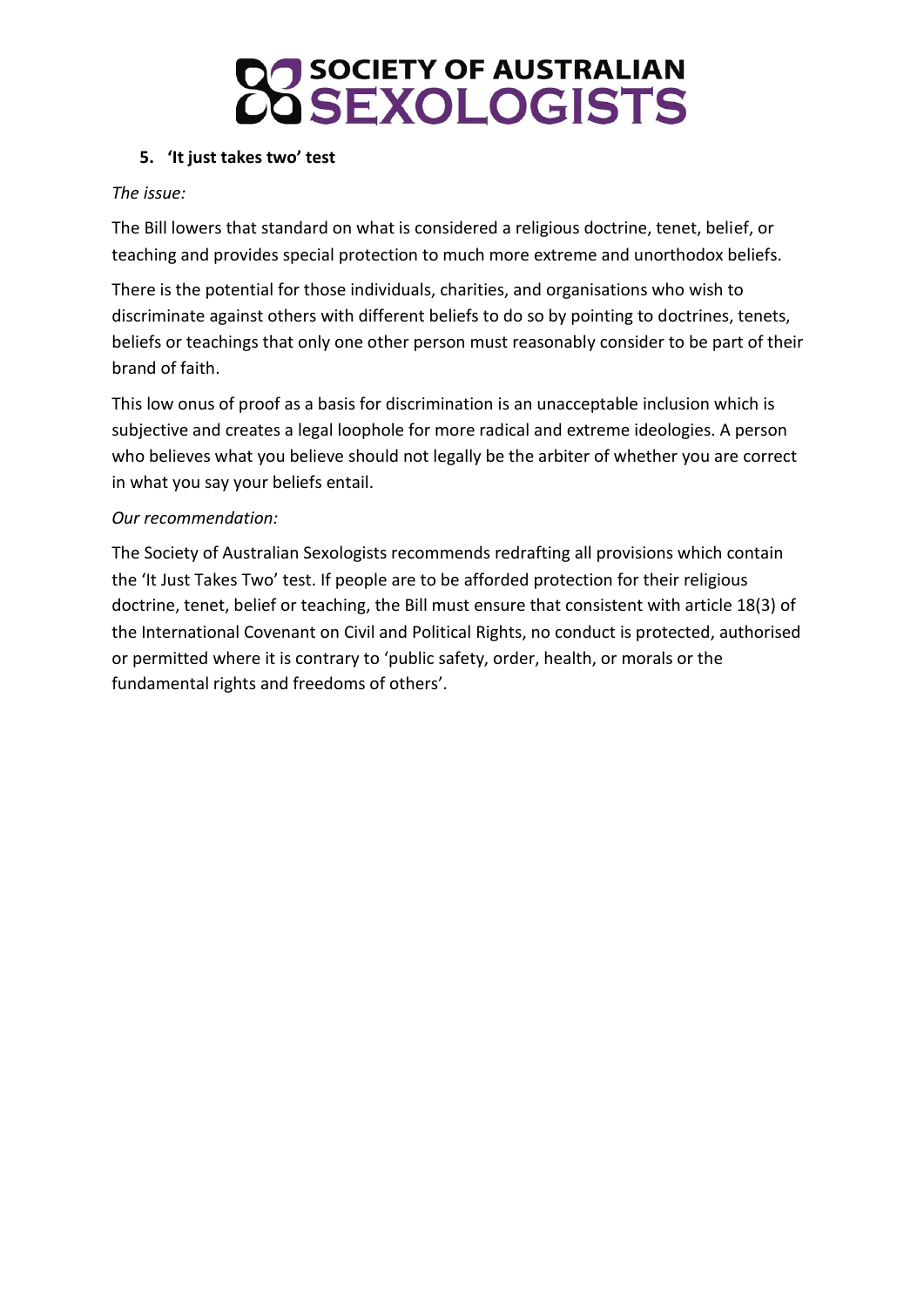## 5. 'It just takes two' test

*The issue:*

The Bill lowers that standard on what is considered a religious doctrine, tenet, belief, or teaching and provides special protection to much more extreme and unorthodox beliefs.

There is the potential for those individuals, charities, and organisations who wish to discriminate against others with different beliefs to do so by pointing to doctrines, tenets, beliefs or teachings that only one other person must reasonably consider to be part of their brand of faith.

This low onus of proof as a basis for discrimination is an unacceptable inclusion which is subjective and creates a legal loophole for more radical and extreme ideologies. A person who believes what you believe should not legally be the arbiter of whether you are correct in what you say your beliefs entail.

*Our recommendation:*

The Society of Australian Sexologists recommends redrafting all provisions which contain the 'It Just Takes Two' test. If people are to be afforded protection for their religious doctrine, tenet, belief or teaching, the Bill must ensure that consistent with article 18(3) of the International Covenant on Civil and Political Rights, no conduct is protected, authorised or permitted where it is contrary to 'public safety, order, health, or morals or the fundamental rights and freedoms of others'.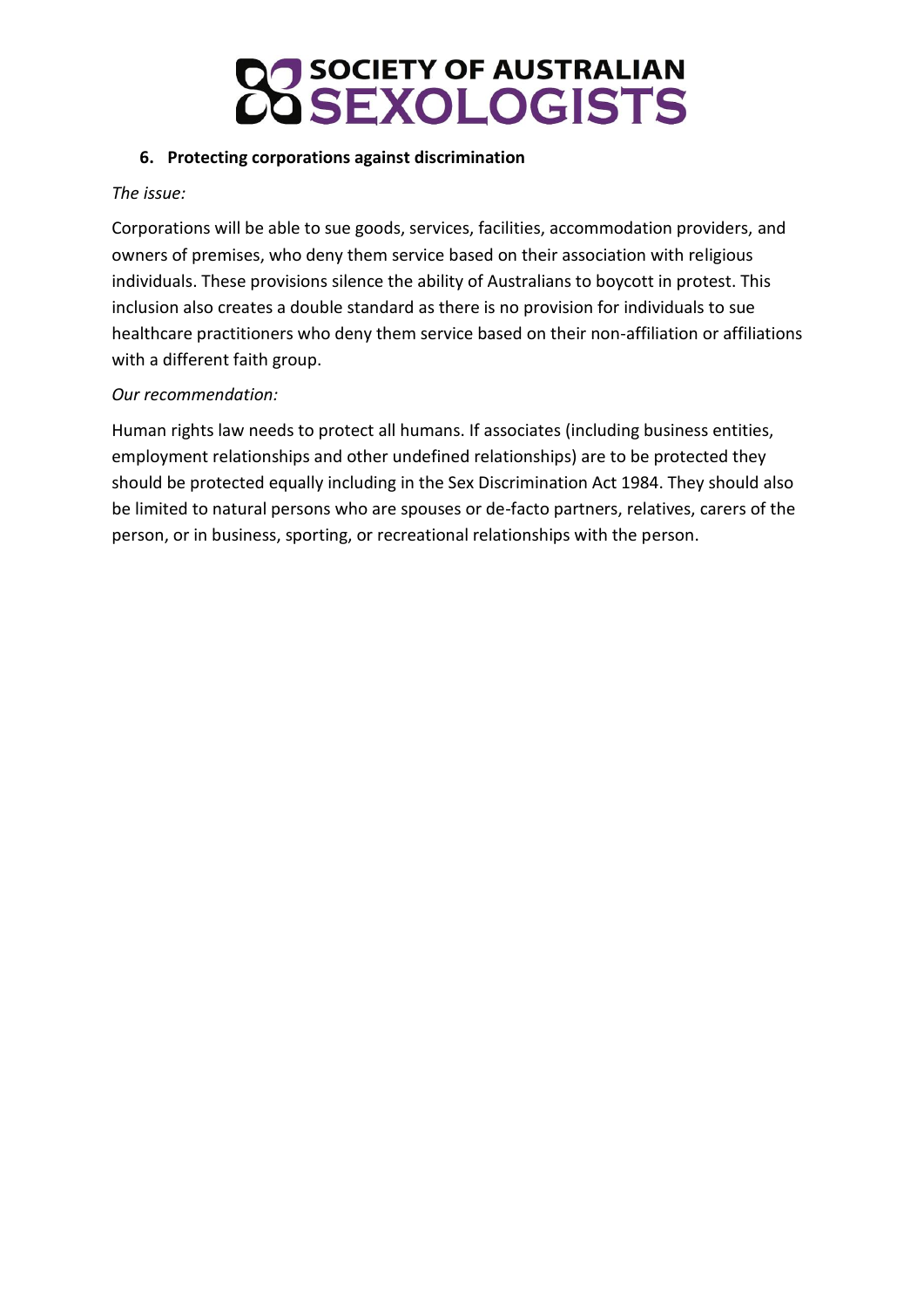6. **Protecting corporations against discrimination**

*The issue:*

Corporations will be able to sue goods, services, facilities, accommodation providers, and owners of premises, who deny them service based on their association with religious individuals. These provisions silence the ability of Australians to boycott in protest. This inclusion also creates a double standard as there is no provision for individuals to sue healthcare practitioners who deny them service based on their non-affiliation or affiliations with a different faith group.

*Our recommendation:*

Human rights law needs to protect all humans. If associates (including business entities, employment relationships and other undefined relationships) are to be protected they should be protected equally including in the Sex Discrimination Act 1984. They should also be limited to natural persons who are spouses or de-facto partners, relatives, carers of the person, or in business, sporting, or recreational relationships with the person.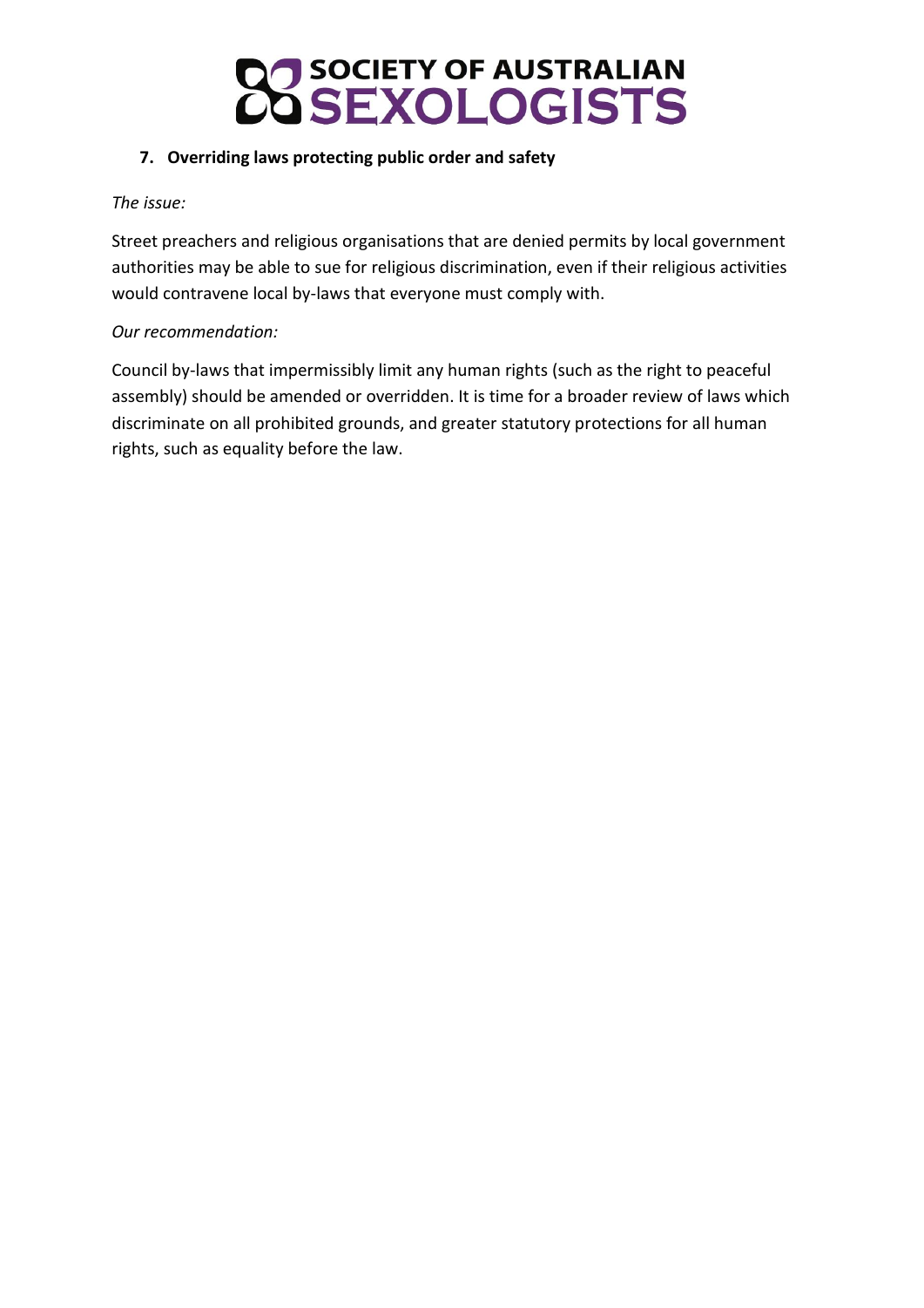**7. Overriding laws protecting public order and safety**

*The issue:*

Street preachers and religious organisations that are denied permits by local government authorities may be able to sue for religious discrimination, even if their religious activities would contravene local by-laws that everyone must comply with.

*Our recommendation:*

Council by-laws that impermissibly limit any human rights (such as the right to peaceful assembly) should be amended or overridden. It is time for a broader review of laws which discriminate on all prohibited grounds, and greater statutory protections for all human rights, such as equality before the law.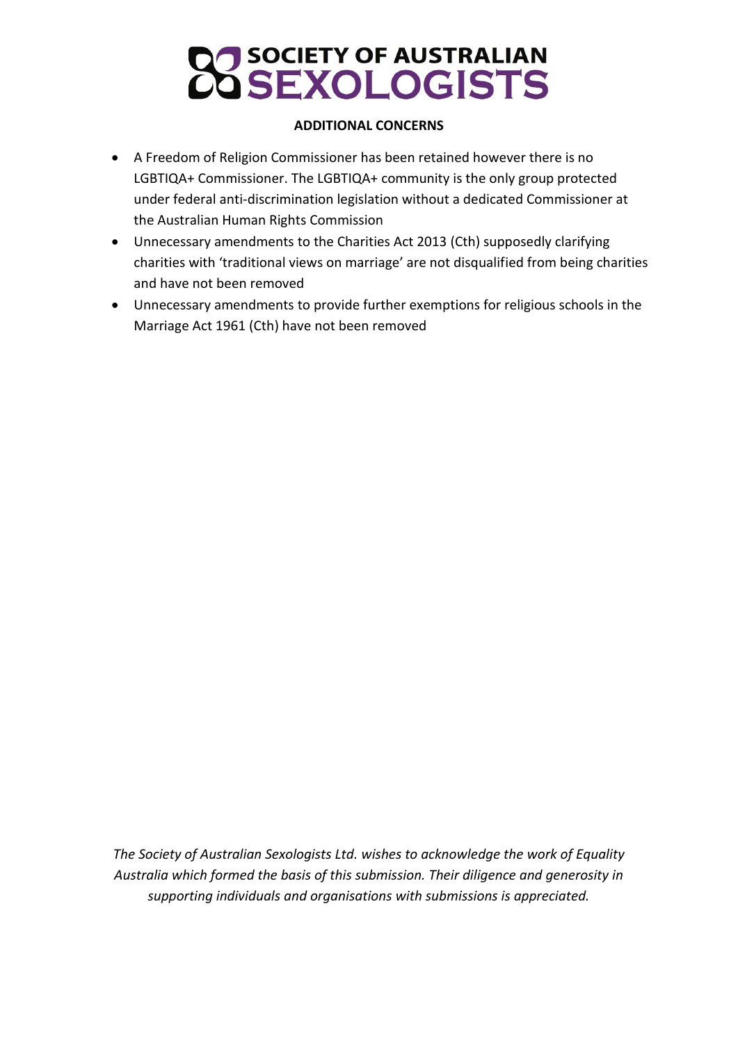## ADDITIONAL CONCERNS

- A Freedom of Religion Commissioner has been retained however there is no LGBTIQA+ Commissioner. The LGBTIQA+ community is the only group protected under federal anti-discrimination legislation without a dedicated Commissioner at the Australian Human Rights Commission
- Unnecessary amendments to the Charities Act 2013 (Cth) supposedly clarifying charities with 'traditional views on marriage' are not disqualified from being charities and have not been removed
- Unnecessary amendments to provide further exemptions for religious schools in the Marriage Act 1961 (Cth) have not been removed

*The Society of Australian Sexologists Ltd. wishes to acknowledge the work of Equality Australia which formed the basis of this submission. Their diligence and generosity in supporting individuals and organisations with submissions is appreciated.*